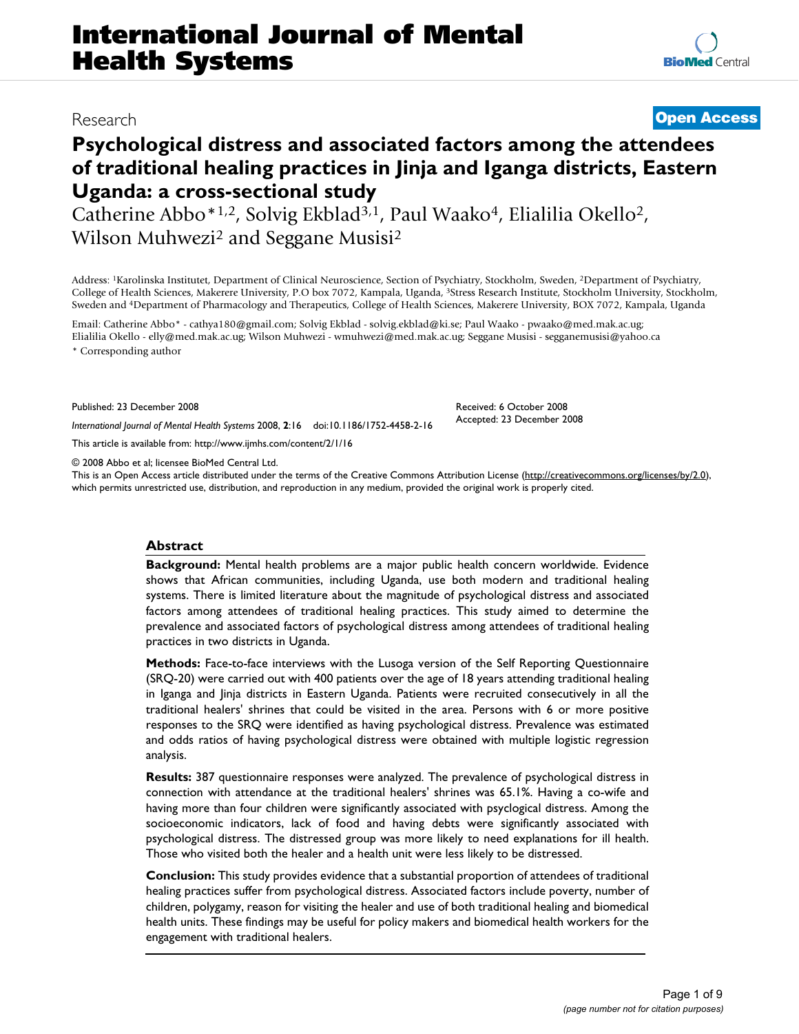# International Journal of Mental Health Systems

Research **Open Access**

## Psychological distress and associated factors among the attendees of traditional healing practices in Jinja and Iganga districts, Eastern Uganda: a cross-sectional study

Catherine Abbo*[1,2], Solvig Ekblad[3,1], Paul Waako[4], Elialilia Okello[2], Wilson Muhwezi[2] and Seggane Musisi[2]

Address: [1]Karolinska Institutet, Department of Clinical Neuroscience, Section of Psychiatry, Stockholm, Sweden, [2]Department of Psychiatry, College of Health Sciences, Makerere University, P.O box 7072, Kampala, Uganda, [3]Stress Research Institute, Stockholm University, Stockholm, Sweden and [4]Department of Pharmacology and Therapeutics, College of Health Sciences, Makerere University, BOX 7072, Kampala, Uganda

Email: Catherine Abbo* - cathya180@gmail.com; Solvig Ekblad - solvig.ekblad@ki.se; Paul Waako - pwaako@med.mak.ac.ug; Elialilia Okello - elly@med.mak.ac.ug; Wilson Muhwezi - wmuhwezi@med.mak.ac.ug; Seggane Musisi - segganemusisi@yahoo.ca

\* Corresponding author

Published: 23 December 2008

*International Journal of Mental Health Systems* 2008, **2**:16 doi:10.1186/1752-4458-2-16

Received: 6 October 2008
Accepted: 23 December 2008

This article is available from: http://www.ijmhs.com/content/2/1/16

© 2008 Abbo et al; licensee BioMed Central Ltd.
This is an Open Access article distributed under the terms of the Creative Commons Attribution License (http://creativecommons.org/licenses/by/2.0), which permits unrestricted use, distribution, and reproduction in any medium, provided the original work is properly cited.

### Abstract

**Background:** Mental health problems are a major public health concern worldwide. Evidence shows that African communities, including Uganda, use both modern and traditional healing systems. There is limited literature about the magnitude of psychological distress and associated factors among attendees of traditional healing practices. This study aimed to determine the prevalence and associated factors of psychological distress among attendees of traditional healing practices in two districts in Uganda.

**Methods:** Face-to-face interviews with the Lusoga version of the Self Reporting Questionnaire (SRQ-20) were carried out with 400 patients over the age of 18 years attending traditional healing in Iganga and Jinja districts in Eastern Uganda. Patients were recruited consecutively in all the traditional healers' shrines that could be visited in the area. Persons with 6 or more positive responses to the SRQ were identified as having psychological distress. Prevalence was estimated and odds ratios of having psychological distress were obtained with multiple logistic regression analysis.

**Results:** 387 questionnaire responses were analyzed. The prevalence of psychological distress in connection with attendance at the traditional healers' shrines was 65.1%. Having a co-wife and having more than four children were significantly associated with psyclogical distress. Among the socioeconomic indicators, lack of food and having debts were significantly associated with psychological distress. The distressed group was more likely to need explanations for ill health. Those who visited both the healer and a health unit were less likely to be distressed.

**Conclusion:** This study provides evidence that a substantial proportion of attendees of traditional healing practices suffer from psychological distress. Associated factors include poverty, number of children, polygamy, reason for visiting the healer and use of both traditional healing and biomedical health units. These findings may be useful for policy makers and biomedical health workers for the engagement with traditional healers.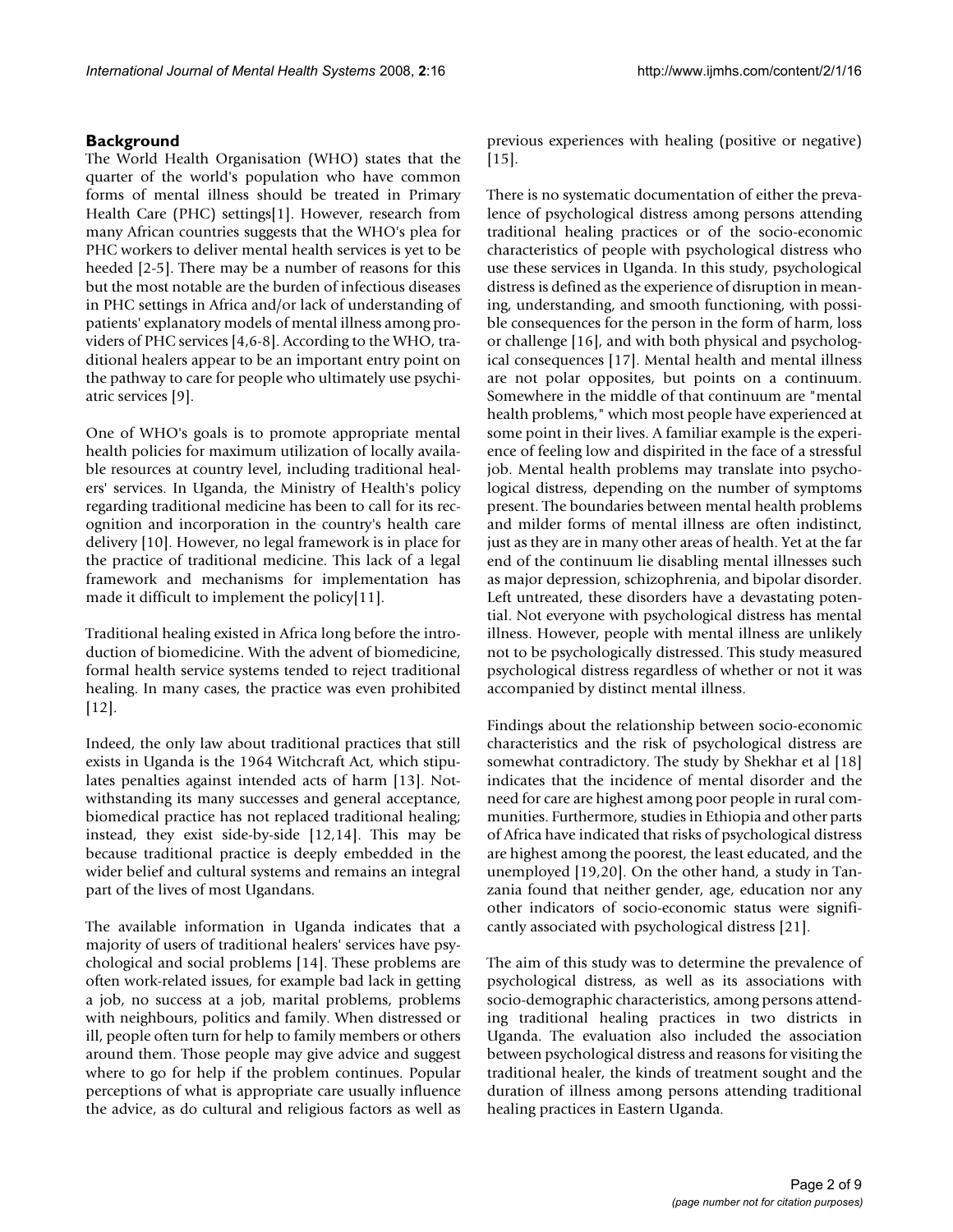## Background

The World Health Organisation (WHO) states that the quarter of the world's population who have common forms of mental illness should be treated in Primary Health Care (PHC) settings[1]. However, research from many African countries suggests that the WHO's plea for PHC workers to deliver mental health services is yet to be heeded [2-5]. There may be a number of reasons for this but the most notable are the burden of infectious diseases in PHC settings in Africa and/or lack of understanding of patients' explanatory models of mental illness among providers of PHC services [4,6-8]. According to the WHO, traditional healers appear to be an important entry point on the pathway to care for people who ultimately use psychiatric services [9].

One of WHO's goals is to promote appropriate mental health policies for maximum utilization of locally available resources at country level, including traditional healers' services. In Uganda, the Ministry of Health's policy regarding traditional medicine has been to call for its recognition and incorporation in the country's health care delivery [10]. However, no legal framework is in place for the practice of traditional medicine. This lack of a legal framework and mechanisms for implementation has made it difficult to implement the policy[11].

Traditional healing existed in Africa long before the introduction of biomedicine. With the advent of biomedicine, formal health service systems tended to reject traditional healing. In many cases, the practice was even prohibited [12].

Indeed, the only law about traditional practices that still exists in Uganda is the 1964 Witchcraft Act, which stipulates penalties against intended acts of harm [13]. Notwithstanding its many successes and general acceptance, biomedical practice has not replaced traditional healing; instead, they exist side-by-side [12,14]. This may be because traditional practice is deeply embedded in the wider belief and cultural systems and remains an integral part of the lives of most Ugandans.

The available information in Uganda indicates that a majority of users of traditional healers' services have psychological and social problems [14]. These problems are often work-related issues, for example bad lack in getting a job, no success at a job, marital problems, problems with neighbours, politics and family. When distressed or ill, people often turn for help to family members or others around them. Those people may give advice and suggest where to go for help if the problem continues. Popular perceptions of what is appropriate care usually influence the advice, as do cultural and religious factors as well as previous experiences with healing (positive or negative) [15].

There is no systematic documentation of either the prevalence of psychological distress among persons attending traditional healing practices or of the socio-economic characteristics of people with psychological distress who use these services in Uganda. In this study, psychological distress is defined as the experience of disruption in meaning, understanding, and smooth functioning, with possible consequences for the person in the form of harm, loss or challenge [16], and with both physical and psychological consequences [17]. Mental health and mental illness are not polar opposites, but points on a continuum. Somewhere in the middle of that continuum are "mental health problems," which most people have experienced at some point in their lives. A familiar example is the experience of feeling low and dispirited in the face of a stressful job. Mental health problems may translate into psychological distress, depending on the number of symptoms present. The boundaries between mental health problems and milder forms of mental illness are often indistinct, just as they are in many other areas of health. Yet at the far end of the continuum lie disabling mental illnesses such as major depression, schizophrenia, and bipolar disorder. Left untreated, these disorders have a devastating potential. Not everyone with psychological distress has mental illness. However, people with mental illness are unlikely not to be psychologically distressed. This study measured psychological distress regardless of whether or not it was accompanied by distinct mental illness.

Findings about the relationship between socio-economic characteristics and the risk of psychological distress are somewhat contradictory. The study by Shekhar et al [18] indicates that the incidence of mental disorder and the need for care are highest among poor people in rural communities. Furthermore, studies in Ethiopia and other parts of Africa have indicated that risks of psychological distress are highest among the poorest, the least educated, and the unemployed [19,20]. On the other hand, a study in Tanzania found that neither gender, age, education nor any other indicators of socio-economic status were significantly associated with psychological distress [21].

The aim of this study was to determine the prevalence of psychological distress, as well as its associations with socio-demographic characteristics, among persons attending traditional healing practices in two districts in Uganda. The evaluation also included the association between psychological distress and reasons for visiting the traditional healer, the kinds of treatment sought and the duration of illness among persons attending traditional healing practices in Eastern Uganda.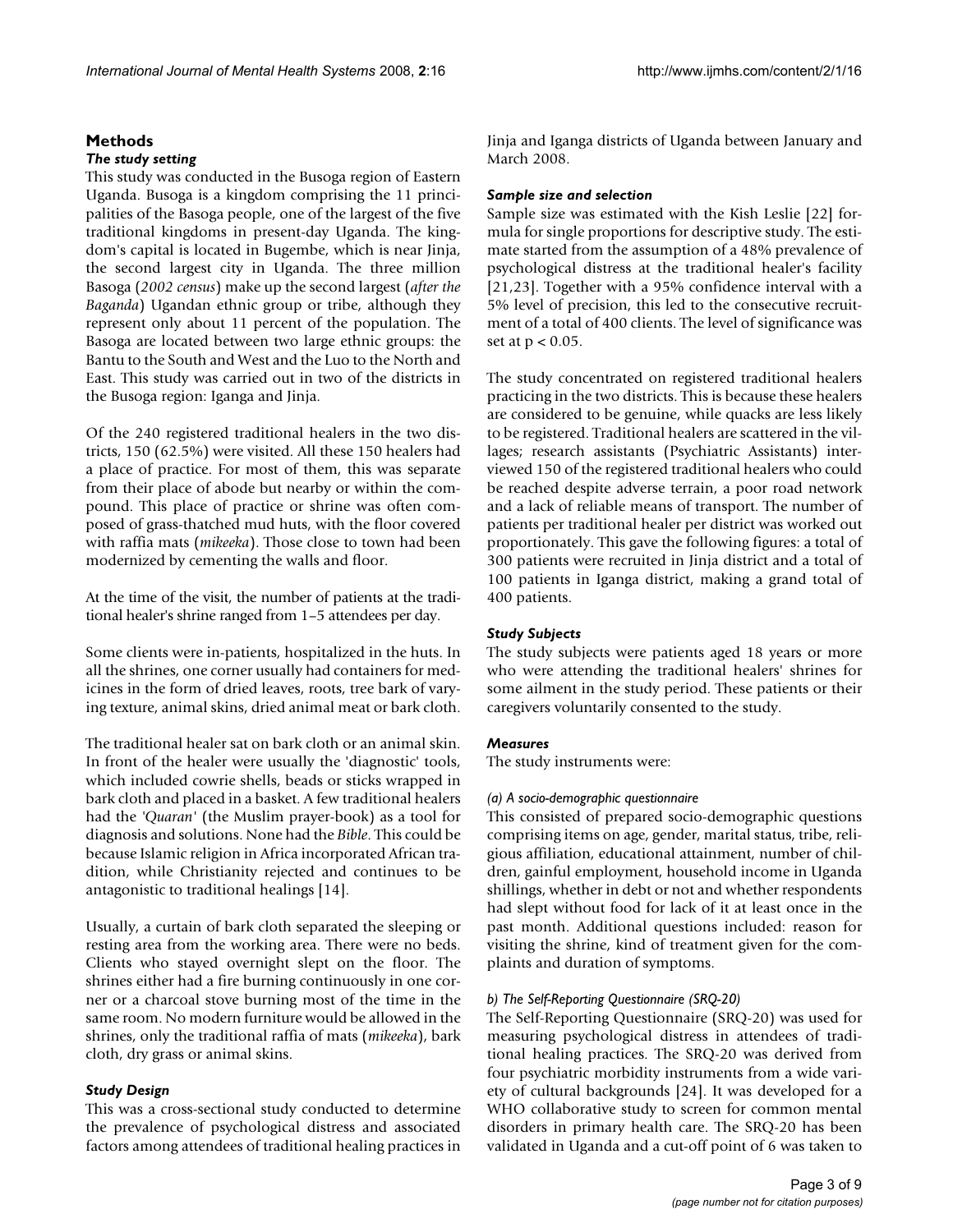## Methods

### *The study setting*

This study was conducted in the Busoga region of Eastern Uganda. Busoga is a kingdom comprising the 11 principalities of the Basoga people, one of the largest of the five traditional kingdoms in present-day Uganda. The kingdom's capital is located in Bugembe, which is near Jinja, the second largest city in Uganda. The three million Basoga (*2002 census*) make up the second largest (*after the Baganda*) Ugandan ethnic group or tribe, although they represent only about 11 percent of the population. The Basoga are located between two large ethnic groups: the Bantu to the South and West and the Luo to the North and East. This study was carried out in two of the districts in the Busoga region: Iganga and Jinja.

Of the 240 registered traditional healers in the two districts, 150 (62.5%) were visited. All these 150 healers had a place of practice. For most of them, this was separate from their place of abode but nearby or within the compound. This place of practice or shrine was often composed of grass-thatched mud huts, with the floor covered with raffia mats (*mikeeka*). Those close to town had been modernized by cementing the walls and floor.

At the time of the visit, the number of patients at the traditional healer's shrine ranged from 1–5 attendees per day.

Some clients were in-patients, hospitalized in the huts. In all the shrines, one corner usually had containers for medicines in the form of dried leaves, roots, tree bark of varying texture, animal skins, dried animal meat or bark cloth.

The traditional healer sat on bark cloth or an animal skin. In front of the healer were usually the 'diagnostic' tools, which included cowrie shells, beads or sticks wrapped in bark cloth and placed in a basket. A few traditional healers had the '*Quaran*' (the Muslim prayer-book) as a tool for diagnosis and solutions. None had the *Bible*. This could be because Islamic religion in Africa incorporated African tradition, while Christianity rejected and continues to be antagonistic to traditional healings [14].

Usually, a curtain of bark cloth separated the sleeping or resting area from the working area. There were no beds. Clients who stayed overnight slept on the floor. The shrines either had a fire burning continuously in one corner or a charcoal stove burning most of the time in the same room. No modern furniture would be allowed in the shrines, only the traditional raffia of mats (*mikeeka*), bark cloth, dry grass or animal skins.

### *Study Design*

This was a cross-sectional study conducted to determine the prevalence of psychological distress and associated factors among attendees of traditional healing practices in Jinja and Iganga districts of Uganda between January and March 2008.

### *Sample size and selection*

Sample size was estimated with the Kish Leslie [22] formula for single proportions for descriptive study. The estimate started from the assumption of a 48% prevalence of psychological distress at the traditional healer's facility [21,23]. Together with a 95% confidence interval with a 5% level of precision, this led to the consecutive recruitment of a total of 400 clients. The level of significance was set at $p < 0.05$.

The study concentrated on registered traditional healers practicing in the two districts. This is because these healers are considered to be genuine, while quacks are less likely to be registered. Traditional healers are scattered in the villages; research assistants (Psychiatric Assistants) interviewed 150 of the registered traditional healers who could be reached despite adverse terrain, a poor road network and a lack of reliable means of transport. The number of patients per traditional healer per district was worked out proportionately. This gave the following figures: a total of 300 patients were recruited in Jinja district and a total of 100 patients in Iganga district, making a grand total of 400 patients.

### *Study Subjects*

The study subjects were patients aged 18 years or more who were attending the traditional healers' shrines for some ailment in the study period. These patients or their caregivers voluntarily consented to the study.

### *Measures*

The study instruments were:

#### *(a) A socio-demographic questionnaire*

This consisted of prepared socio-demographic questions comprising items on age, gender, marital status, tribe, religious affiliation, educational attainment, number of children, gainful employment, household income in Uganda shillings, whether in debt or not and whether respondents had slept without food for lack of it at least once in the past month. Additional questions included: reason for visiting the shrine, kind of treatment given for the complaints and duration of symptoms.

#### *b) The Self-Reporting Questionnaire (SRQ-20)*

The Self-Reporting Questionnaire (SRQ-20) was used for measuring psychological distress in attendees of traditional healing practices. The SRQ-20 was derived from four psychiatric morbidity instruments from a wide variety of cultural backgrounds [24]. It was developed for a WHO collaborative study to screen for common mental disorders in primary health care. The SRQ-20 has been validated in Uganda and a cut-off point of 6 was taken to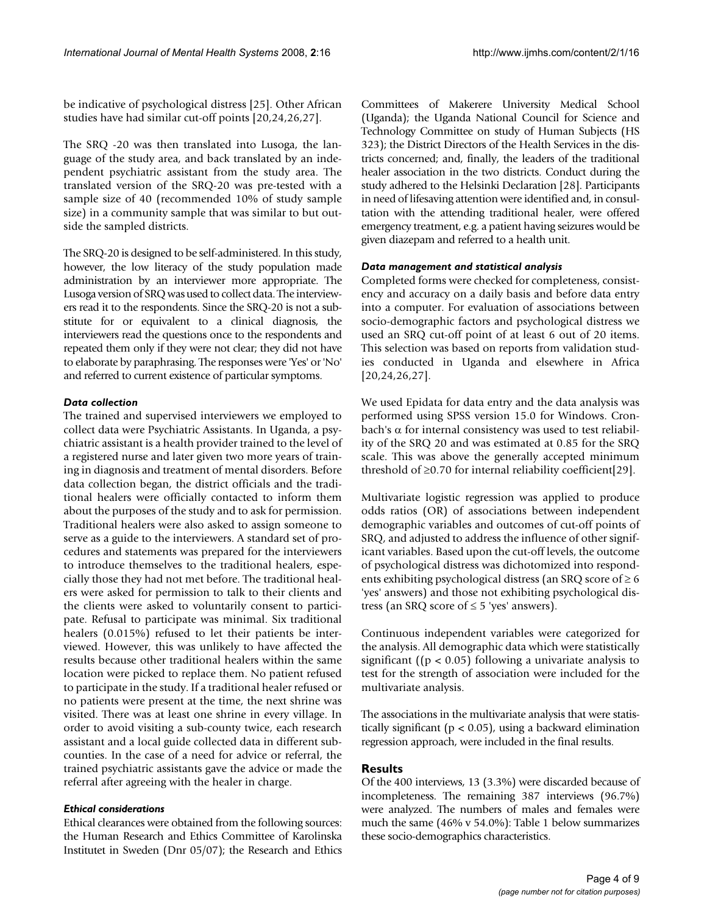be indicative of psychological distress [25]. Other African studies have had similar cut-off points [20,24,26,27].

The SRQ -20 was then translated into Lusoga, the language of the study area, and back translated by an independent psychiatric assistant from the study area. The translated version of the SRQ-20 was pre-tested with a sample size of 40 (recommended 10% of study sample size) in a community sample that was similar to but outside the sampled districts.

The SRQ-20 is designed to be self-administered. In this study, however, the low literacy of the study population made administration by an interviewer more appropriate. The Lusoga version of SRQ was used to collect data. The interviewers read it to the respondents. Since the SRQ-20 is not a substitute for or equivalent to a clinical diagnosis, the interviewers read the questions once to the respondents and repeated them only if they were not clear; they did not have to elaborate by paraphrasing. The responses were 'Yes' or 'No' and referred to current existence of particular symptoms.

#### *Data collection*

The trained and supervised interviewers we employed to collect data were Psychiatric Assistants. In Uganda, a psychiatric assistant is a health provider trained to the level of a registered nurse and later given two more years of training in diagnosis and treatment of mental disorders. Before data collection began, the district officials and the traditional healers were officially contacted to inform them about the purposes of the study and to ask for permission. Traditional healers were also asked to assign someone to serve as a guide to the interviewers. A standard set of procedures and statements was prepared for the interviewers to introduce themselves to the traditional healers, especially those they had not met before. The traditional healers were asked for permission to talk to their clients and the clients were asked to voluntarily consent to participate. Refusal to participate was minimal. Six traditional healers (0.015%) refused to let their patients be interviewed. However, this was unlikely to have affected the results because other traditional healers within the same location were picked to replace them. No patient refused to participate in the study. If a traditional healer refused or no patients were present at the time, the next shrine was visited. There was at least one shrine in every village. In order to avoid visiting a sub-county twice, each research assistant and a local guide collected data in different sub-counties. In the case of a need for advice or referral, the trained psychiatric assistants gave the advice or made the referral after agreeing with the healer in charge.

#### *Ethical considerations*

Ethical clearances were obtained from the following sources: the Human Research and Ethics Committee of Karolinska Institutet in Sweden (Dnr 05/07); the Research and Ethics Committees of Makerere University Medical School (Uganda); the Uganda National Council for Science and Technology Committee on study of Human Subjects (HS 323); the District Directors of the Health Services in the districts concerned; and, finally, the leaders of the traditional healer association in the two districts. Conduct during the study adhered to the Helsinki Declaration [28]. Participants in need of lifesaving attention were identified and, in consultation with the attending traditional healer, were offered emergency treatment, e.g. a patient having seizures would be given diazepam and referred to a health unit.

#### *Data management and statistical analysis*

Completed forms were checked for completeness, consistency and accuracy on a daily basis and before data entry into a computer. For evaluation of associations between socio-demographic factors and psychological distress we used an SRQ cut-off point of at least 6 out of 20 items. This selection was based on reports from validation studies conducted in Uganda and elsewhere in Africa [20,24,26,27].

We used Epidata for data entry and the data analysis was performed using SPSS version 15.0 for Windows. Cronbach's $\alpha$ for internal consistency was used to test reliability of the SRQ 20 and was estimated at 0.85 for the SRQ scale. This was above the generally accepted minimum threshold of $\geq 0.70$ for internal reliability coefficient[29].

Multivariate logistic regression was applied to produce odds ratios (OR) of associations between independent demographic variables and outcomes of cut-off points of SRQ, and adjusted to address the influence of other significant variables. Based upon the cut-off levels, the outcome of psychological distress was dichotomized into respondents exhibiting psychological distress (an SRQ score of $\geq 6$ 'yes' answers) and those not exhibiting psychological distress (an SRQ score of $\leq 5$ 'yes' answers).

Continuous independent variables were categorized for the analysis. All demographic data which were statistically significant (($p < 0.05$) following a univariate analysis to test for the strength of association were included for the multivariate analysis.

The associations in the multivariate analysis that were statistically significant ($p < 0.05$), using a backward elimination regression approach, were included in the final results.

## Results

Of the 400 interviews, 13 (3.3%) were discarded because of incompleteness. The remaining 387 interviews (96.7%) were analyzed. The numbers of males and females were much the same (46% v 54.0%): Table 1 below summarizes these socio-demographics characteristics.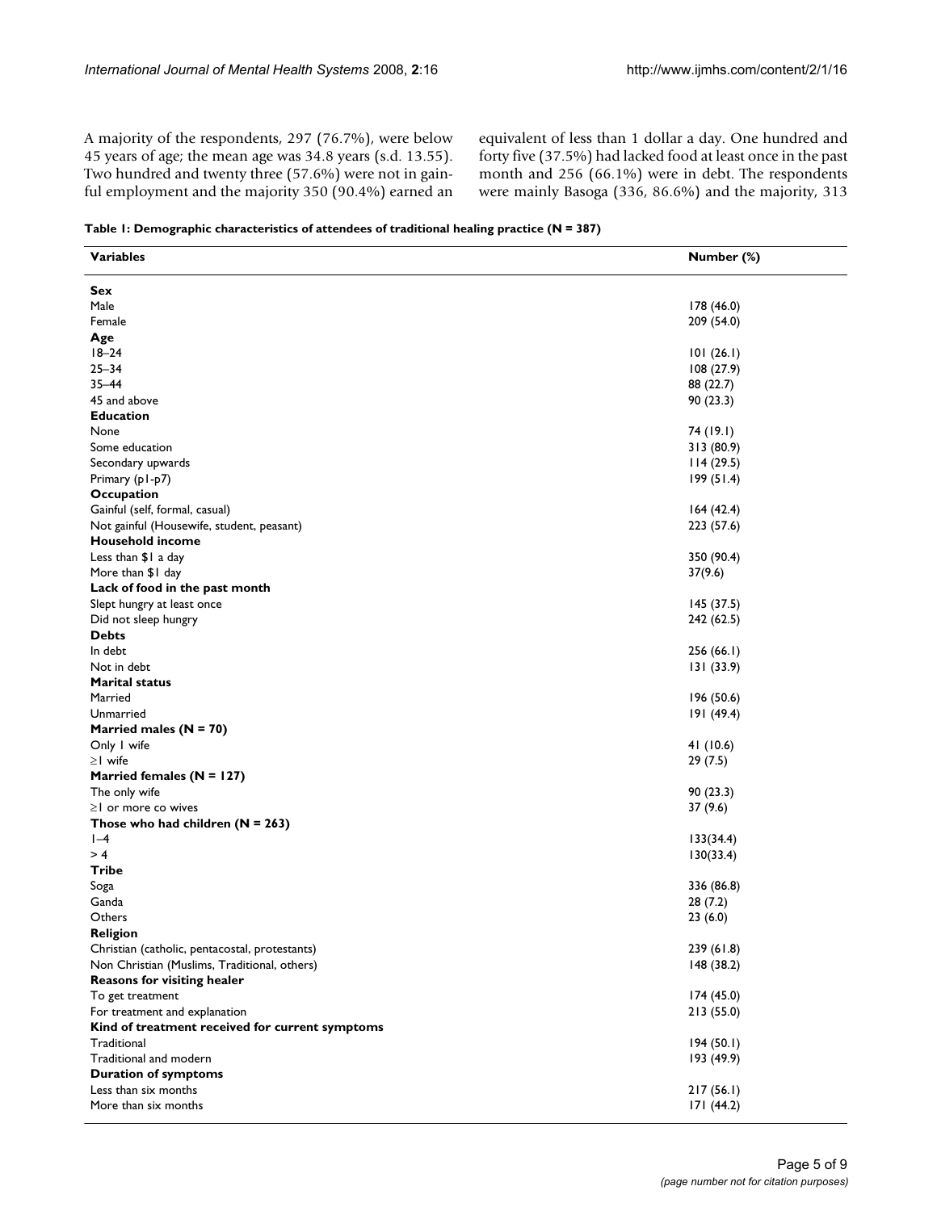A majority of the respondents, 297 (76.7%), were below 45 years of age; the mean age was 34.8 years (s.d. 13.55). Two hundred and twenty three (57.6%) were not in gainful employment and the majority 350 (90.4%) earned an equivalent of less than 1 dollar a day. One hundred and forty five (37.5%) had lacked food at least once in the past month and 256 (66.1%) were in debt. The respondents were mainly Basoga (336, 86.6%) and the majority, 313

**Table 1: Demographic characteristics of attendees of traditional healing practice (N = 387)**

| Variables | Number (%) |
|---|---|
| **Sex** | |
| Male | 178 (46.0) |
| Female | 209 (54.0) |
| **Age** | |
| 18–24 | 101 (26.1) |
| 25–34 | 108 (27.9) |
| 35–44 | 88 (22.7) |
| 45 and above | 90 (23.3) |
| **Education** | |
| None | 74 (19.1) |
| Some education | 313 (80.9) |
| Secondary upwards | 114 (29.5) |
| Primary (p1-p7) | 199 (51.4) |
| **Occupation** | |
| Gainful (self, formal, casual) | 164 (42.4) |
| Not gainful (Housewife, student, peasant) | 223 (57.6) |
| **Household income** | |
| Less than $1 a day | 350 (90.4) |
| More than $1 day | 37(9.6) |
| **Lack of food in the past month** | |
| Slept hungry at least once | 145 (37.5) |
| Did not sleep hungry | 242 (62.5) |
| **Debts** | |
| In debt | 256 (66.1) |
| Not in debt | 131 (33.9) |
| **Marital status** | |
| Married | 196 (50.6) |
| Unmarried | 191 (49.4) |
| **Married males (N = 70)** | |
| Only 1 wife | 41 (10.6) |
| ≥1 wife | 29 (7.5) |
| **Married females (N = 127)** | |
| The only wife | 90 (23.3) |
| ≥1 or more co wives | 37 (9.6) |
| **Those who had children (N = 263)** | |
| 1–4 | 133(34.4) |
| > 4 | 130(33.4) |
| **Tribe** | |
| Soga | 336 (86.8) |
| Ganda | 28 (7.2) |
| Others | 23 (6.0) |
| **Religion** | |
| Christian (catholic, pentacostal, protestants) | 239 (61.8) |
| Non Christian (Muslims, Traditional, others) | 148 (38.2) |
| **Reasons for visiting healer** | |
| To get treatment | 174 (45.0) |
| For treatment and explanation | 213 (55.0) |
| **Kind of treatment received for current symptoms** | |
| Traditional | 194 (50.1) |
| Traditional and modern | 193 (49.9) |
| **Duration of symptoms** | |
| Less than six months | 217 (56.1) |
| More than six months | 171 (44.2) |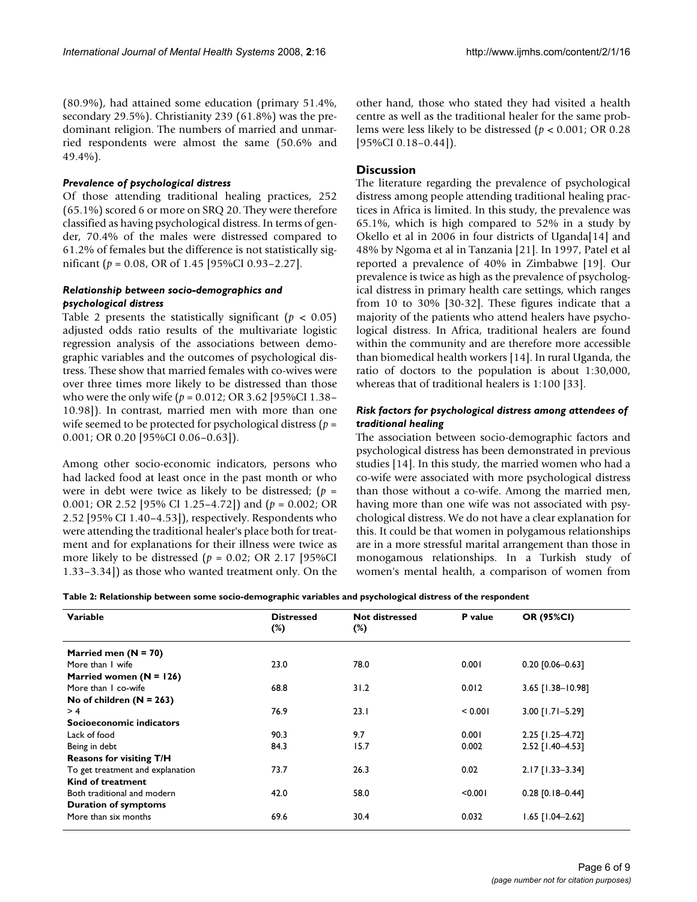(80.9%), had attained some education (primary 51.4%, secondary 29.5%). Christianity 239 (61.8%) was the predominant religion. The numbers of married and unmarried respondents were almost the same (50.6% and 49.4%).

### *Prevalence of psychological distress*

Of those attending traditional healing practices, 252 (65.1%) scored 6 or more on SRQ 20. They were therefore classified as having psychological distress. In terms of gender, 70.4% of the males were distressed compared to 61.2% of females but the difference is not statistically significant ($p = 0.08$, OR of 1.45 [95%CI 0.93–2.27].

### *Relationship between socio-demographics and psychological distress*

Table 2 presents the statistically significant ($p < 0.05$) adjusted odds ratio results of the multivariate logistic regression analysis of the associations between demographic variables and the outcomes of psychological distress. These show that married females with co-wives were over three times more likely to be distressed than those who were the only wife ($p = 0.012$; OR 3.62 [95%CI 1.38–10.98]). In contrast, married men with more than one wife seemed to be protected for psychological distress ($p = 0.001$; OR 0.20 [95%CI 0.06–0.63]).

Among other socio-economic indicators, persons who had lacked food at least once in the past month or who were in debt were twice as likely to be distressed; ($p = 0.001$; OR 2.52 [95% CI 1.25–4.72]) and ($p = 0.002$; OR 2.52 [95% CI 1.40–4.53]), respectively. Respondents who were attending the traditional healer's place both for treatment and for explanations for their illness were twice as more likely to be distressed ($p = 0.02$; OR 2.17 [95%CI 1.33–3.34]) as those who wanted treatment only. On the other hand, those who stated they had visited a health centre as well as the traditional healer for the same problems were less likely to be distressed ($p < 0.001$; OR 0.28 [95%CI 0.18–0.44]).

## Discussion

The literature regarding the prevalence of psychological distress among people attending traditional healing practices in Africa is limited. In this study, the prevalence was 65.1%, which is high compared to 52% in a study by Okello et al in 2006 in four districts of Uganda[14] and 48% by Ngoma et al in Tanzania [21]. In 1997, Patel et al reported a prevalence of 40% in Zimbabwe [19]. Our prevalence is twice as high as the prevalence of psychological distress in primary health care settings, which ranges from 10 to 30% [30-32]. These figures indicate that a majority of the patients who attend healers have psychological distress. In Africa, traditional healers are found within the community and are therefore more accessible than biomedical health workers [14]. In rural Uganda, the ratio of doctors to the population is about 1:30,000, whereas that of traditional healers is 1:100 [33].

### *Risk factors for psychological distress among attendees of traditional healing*

The association between socio-demographic factors and psychological distress has been demonstrated in previous studies [14]. In this study, the married women who had a co-wife were associated with more psychological distress than those without a co-wife. Among the married men, having more than one wife was not associated with psychological distress. We do not have a clear explanation for this. It could be that women in polygamous relationships are in a more stressful marital arrangement than those in monogamous relationships. In a Turkish study of women's mental health, a comparison of women from

**Table 2: Relationship between some socio-demographic variables and psychological distress of the respondent**

| Variable | Distressed (%) | Not distressed (%) | P value | OR (95%CI) |
|---|---|---|---|---|
| **Married men (N = 70)** | | | | |
| More than 1 wife | 23.0 | 78.0 | 0.001 | 0.20 [0.06–0.63] |
| **Married women (N = 126)** | | | | |
| More than 1 co-wife | 68.8 | 31.2 | 0.012 | 3.65 [1.38–10.98] |
| **No of children (N = 263)** | | | | |
| > 4 | 76.9 | 23.1 | < 0.001 | 3.00 [1.71–5.29] |
| **Socioeconomic indicators** | | | | |
| Lack of food | 90.3 | 9.7 | 0.001 | 2.25 [1.25–4.72] |
| Being in debt | 84.3 | 15.7 | 0.002 | 2.52 [1.40–4.53] |
| **Reasons for visiting T/H** | | | | |
| To get treatment and explanation | 73.7 | 26.3 | 0.02 | 2.17 [1.33–3.34] |
| **Kind of treatment** | | | | |
| Both traditional and modern | 42.0 | 58.0 | <0.001 | 0.28 [0.18–0.44] |
| **Duration of symptoms** | | | | |
| More than six months | 69.6 | 30.4 | 0.032 | 1.65 [1.04–2.62] |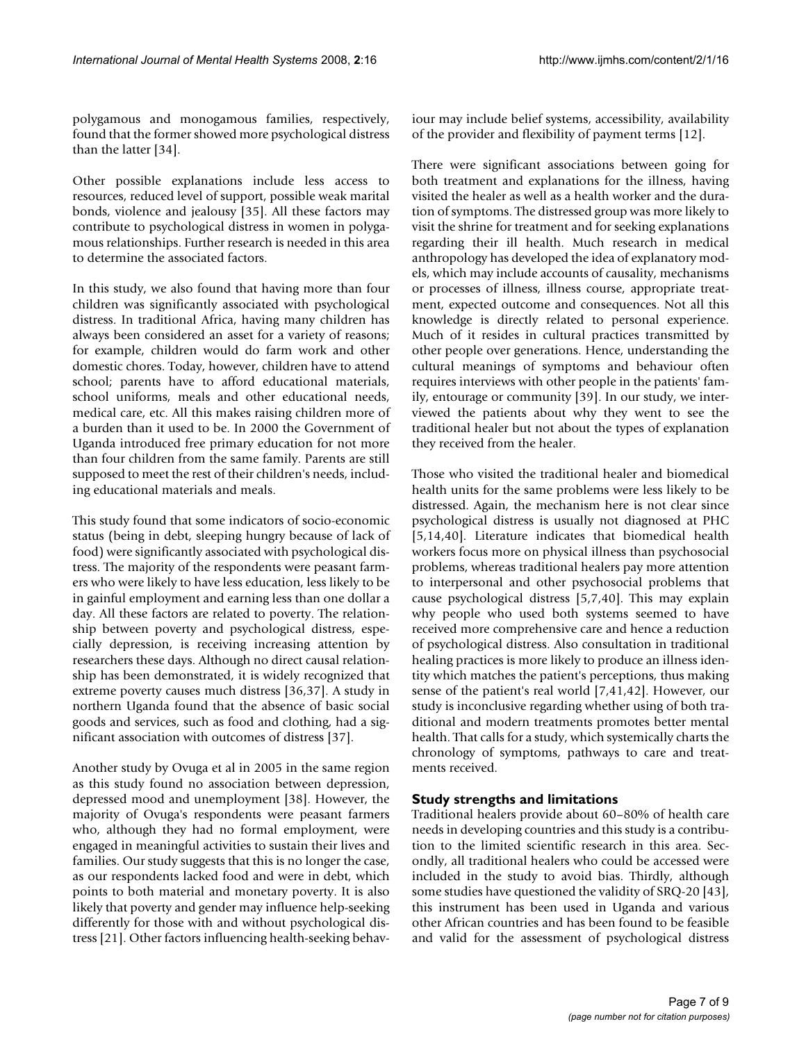polygamous and monogamous families, respectively, found that the former showed more psychological distress than the latter [34].

Other possible explanations include less access to resources, reduced level of support, possible weak marital bonds, violence and jealousy [35]. All these factors may contribute to psychological distress in women in polygamous relationships. Further research is needed in this area to determine the associated factors.

In this study, we also found that having more than four children was significantly associated with psychological distress. In traditional Africa, having many children has always been considered an asset for a variety of reasons; for example, children would do farm work and other domestic chores. Today, however, children have to attend school; parents have to afford educational materials, school uniforms, meals and other educational needs, medical care, etc. All this makes raising children more of a burden than it used to be. In 2000 the Government of Uganda introduced free primary education for not more than four children from the same family. Parents are still supposed to meet the rest of their children's needs, including educational materials and meals.

This study found that some indicators of socio-economic status (being in debt, sleeping hungry because of lack of food) were significantly associated with psychological distress. The majority of the respondents were peasant farmers who were likely to have less education, less likely to be in gainful employment and earning less than one dollar a day. All these factors are related to poverty. The relationship between poverty and psychological distress, especially depression, is receiving increasing attention by researchers these days. Although no direct causal relationship has been demonstrated, it is widely recognized that extreme poverty causes much distress [36,37]. A study in northern Uganda found that the absence of basic social goods and services, such as food and clothing, had a significant association with outcomes of distress [37].

Another study by Ovuga et al in 2005 in the same region as this study found no association between depression, depressed mood and unemployment [38]. However, the majority of Ovuga's respondents were peasant farmers who, although they had no formal employment, were engaged in meaningful activities to sustain their lives and families. Our study suggests that this is no longer the case, as our respondents lacked food and were in debt, which points to both material and monetary poverty. It is also likely that poverty and gender may influence help-seeking differently for those with and without psychological distress [21]. Other factors influencing health-seeking behaviour may include belief systems, accessibility, availability of the provider and flexibility of payment terms [12].

There were significant associations between going for both treatment and explanations for the illness, having visited the healer as well as a health worker and the duration of symptoms. The distressed group was more likely to visit the shrine for treatment and for seeking explanations regarding their ill health. Much research in medical anthropology has developed the idea of explanatory models, which may include accounts of causality, mechanisms or processes of illness, illness course, appropriate treatment, expected outcome and consequences. Not all this knowledge is directly related to personal experience. Much of it resides in cultural practices transmitted by other people over generations. Hence, understanding the cultural meanings of symptoms and behaviour often requires interviews with other people in the patients' family, entourage or community [39]. In our study, we interviewed the patients about why they went to see the traditional healer but not about the types of explanation they received from the healer.

Those who visited the traditional healer and biomedical health units for the same problems were less likely to be distressed. Again, the mechanism here is not clear since psychological distress is usually not diagnosed at PHC [5,14,40]. Literature indicates that biomedical health workers focus more on physical illness than psychosocial problems, whereas traditional healers pay more attention to interpersonal and other psychosocial problems that cause psychological distress [5,7,40]. This may explain why people who used both systems seemed to have received more comprehensive care and hence a reduction of psychological distress. Also consultation in traditional healing practices is more likely to produce an illness identity which matches the patient's perceptions, thus making sense of the patient's real world [7,41,42]. However, our study is inconclusive regarding whether using of both traditional and modern treatments promotes better mental health. That calls for a study, which systemically charts the chronology of symptoms, pathways to care and treatments received.

### Study strengths and limitations

Traditional healers provide about 60–80% of health care needs in developing countries and this study is a contribution to the limited scientific research in this area. Secondly, all traditional healers who could be accessed were included in the study to avoid bias. Thirdly, although some studies have questioned the validity of SRQ-20 [43], this instrument has been used in Uganda and various other African countries and has been found to be feasible and valid for the assessment of psychological distress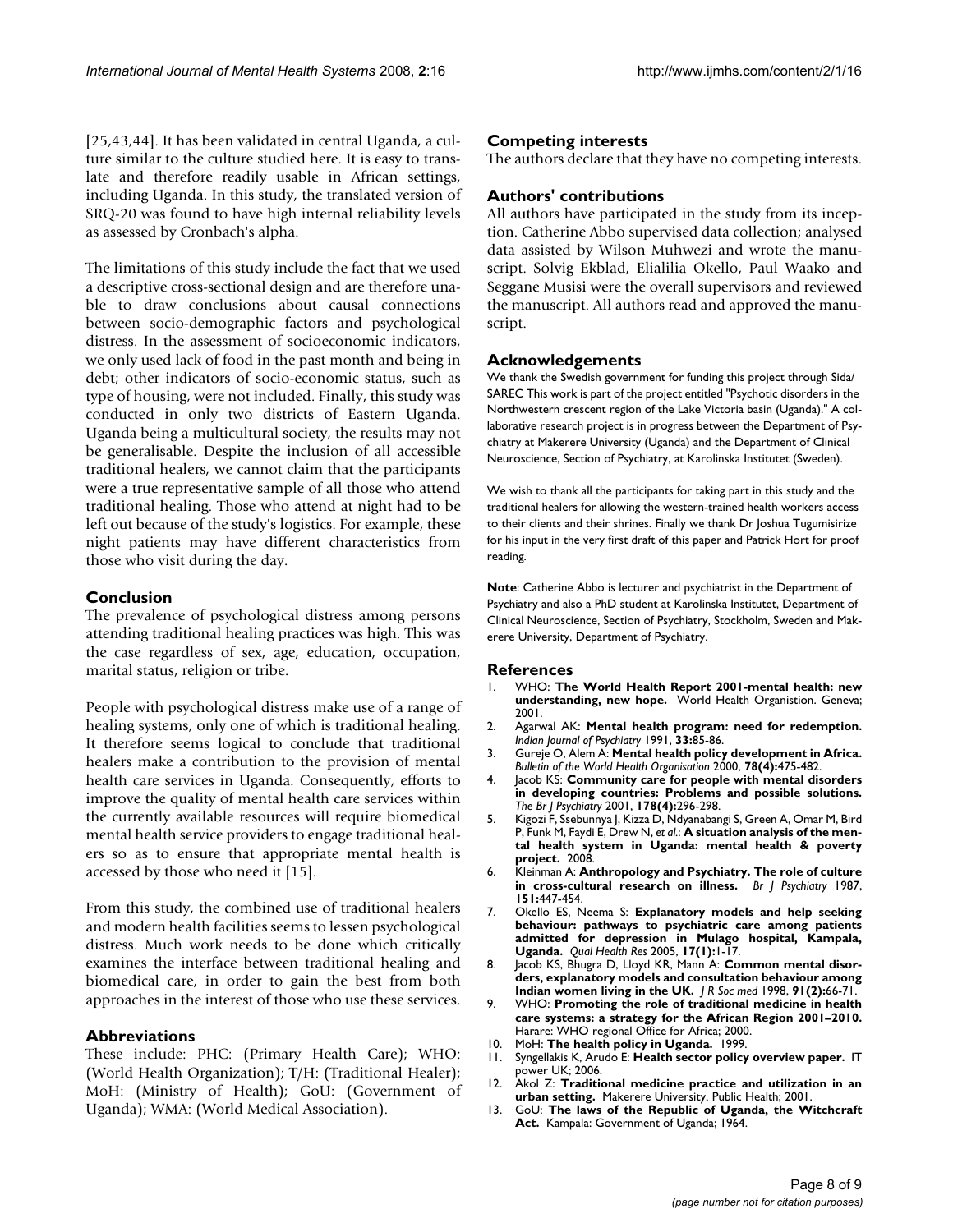[25,43,44]. It has been validated in central Uganda, a culture similar to the culture studied here. It is easy to translate and therefore readily usable in African settings, including Uganda. In this study, the translated version of SRQ-20 was found to have high internal reliability levels as assessed by Cronbach's alpha.

The limitations of this study include the fact that we used a descriptive cross-sectional design and are therefore unable to draw conclusions about causal connections between socio-demographic factors and psychological distress. In the assessment of socioeconomic indicators, we only used lack of food in the past month and being in debt; other indicators of socio-economic status, such as type of housing, were not included. Finally, this study was conducted in only two districts of Eastern Uganda. Uganda being a multicultural society, the results may not be generalisable. Despite the inclusion of all accessible traditional healers, we cannot claim that the participants were a true representative sample of all those who attend traditional healing. Those who attend at night had to be left out because of the study's logistics. For example, these night patients may have different characteristics from those who visit during the day.

## Conclusion

The prevalence of psychological distress among persons attending traditional healing practices was high. This was the case regardless of sex, age, education, occupation, marital status, religion or tribe.

People with psychological distress make use of a range of healing systems, only one of which is traditional healing. It therefore seems logical to conclude that traditional healers make a contribution to the provision of mental health care services in Uganda. Consequently, efforts to improve the quality of mental health care services within the currently available resources will require biomedical mental health service providers to engage traditional healers so as to ensure that appropriate mental health is accessed by those who need it [15].

From this study, the combined use of traditional healers and modern health facilities seems to lessen psychological distress. Much work needs to be done which critically examines the interface between traditional healing and biomedical care, in order to gain the best from both approaches in the interest of those who use these services.

## Abbreviations

These include: PHC: (Primary Health Care); WHO: (World Health Organization); T/H: (Traditional Healer); MoH: (Ministry of Health); GoU: (Government of Uganda); WMA: (World Medical Association).

## Competing interests

The authors declare that they have no competing interests.

## Authors' contributions

All authors have participated in the study from its inception. Catherine Abbo supervised data collection; analysed data assisted by Wilson Muhwezi and wrote the manuscript. Solvig Ekblad, Elialilia Okello, Paul Waako and Seggane Musisi were the overall supervisors and reviewed the manuscript. All authors read and approved the manuscript.

## Acknowledgements

We thank the Swedish government for funding this project through Sida/SAREC This work is part of the project entitled "Psychotic disorders in the Northwestern crescent region of the Lake Victoria basin (Uganda)." A collaborative research project is in progress between the Department of Psychiatry at Makerere University (Uganda) and the Department of Clinical Neuroscience, Section of Psychiatry, at Karolinska Institutet (Sweden).

We wish to thank all the participants for taking part in this study and the traditional healers for allowing the western-trained health workers access to their clients and their shrines. Finally we thank Dr Joshua Tugumisirize for his input in the very first draft of this paper and Patrick Hort for proof reading.

**Note**: Catherine Abbo is lecturer and psychiatrist in the Department of Psychiatry and also a PhD student at Karolinska Institutet, Department of Clinical Neuroscience, Section of Psychiatry, Stockholm, Sweden and Makerere University, Department of Psychiatry.

## References

1. WHO: **The World Health Report 2001-mental health: new understanding, new hope.** World Health Organistion. Geneva; 2001.
2. Agarwal AK: **Mental health program: need for redemption.** *Indian Journal of Psychiatry* 1991, **33:**85-86.
3. Gureje O, Alem A: **Mental health policy development in Africa.** *Bulletin of the World Health Organisation* 2000, **78(4):**475-482.
4. Jacob KS: **Community care for people with mental disorders in developing countries: Problems and possible solutions.** *The Br J Psychiatry* 2001, **178(4):**296-298.
5. Kigozi F, Ssebunnya J, Kizza D, Ndyanabangi S, Green A, Omar M, Bird P, Funk M, Faydi E, Drew N, *et al.*: **A situation analysis of the mental health system in Uganda: mental health & poverty project.** 2008.
6. Kleinman A: **Anthropology and Psychiatry. The role of culture in cross-cultural research on illness.** *Br J Psychiatry* 1987, **151:**447-454.
7. Okello ES, Neema S: **Explanatory models and help seeking behaviour: pathways to psychiatric care among patients admitted for depression in Mulago hospital, Kampala, Uganda.** *Qual Health Res* 2005, **17(1):**1-17.
8. Jacob KS, Bhugra D, Lloyd KR, Mann A: **Common mental disorders, explanatory models and consultation behaviour among Indian women living in the UK.** *J R Soc med* 1998, **91(2):**66-71.
9. WHO: **Promoting the role of traditional medicine in health care systems: a strategy for the African Region 2001–2010.** Harare: WHO regional Office for Africa; 2000.
10. MoH: **The health policy in Uganda.** 1999.
11. Syngellakis K, Arudo E: **Health sector policy overview paper.** IT power UK; 2006.
12. Akol Z: **Traditional medicine practice and utilization in an urban setting.** Makerere University, Public Health; 2001.
13. GoU: **The laws of the Republic of Uganda, the Witchcraft Act.** Kampala: Government of Uganda; 1964.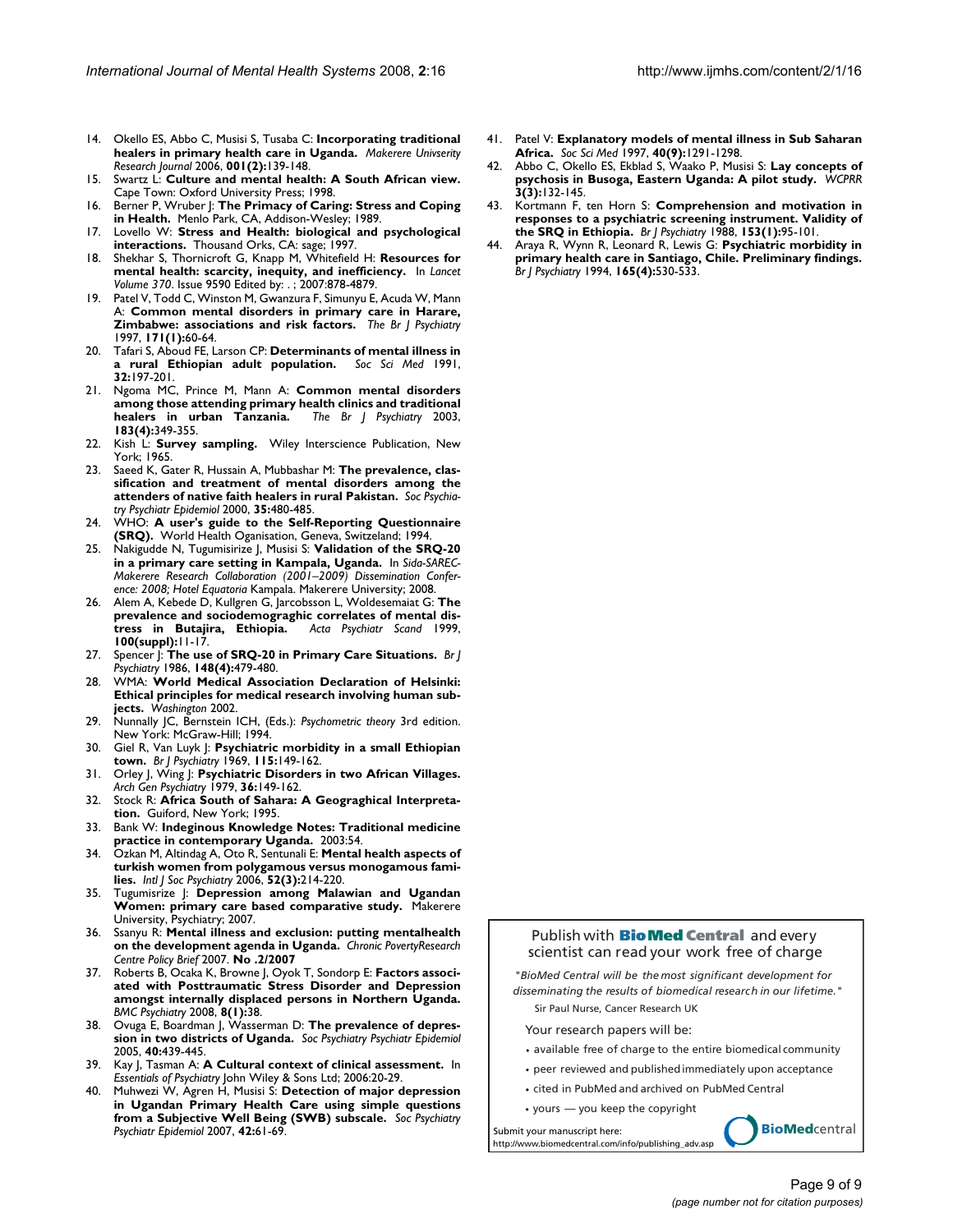14. Okello ES, Abbo C, Musisi S, Tusaba C: **Incorporating traditional healers in primary health care in Uganda.** *Makerere Univserity Research Journal* 2006, **001(2):**139-148.
15. Swartz L: **Culture and mental health: A South African view.** Cape Town: Oxford University Press; 1998.
16. Berner P, Wruber J: **The Primacy of Caring: Stress and Coping in Health.** Menlo Park, CA, Addison-Wesley; 1989.
17. Lovello W: **Stress and Health: biological and psychological interactions.** Thousand Orks, CA: sage; 1997.
18. Shekhar S, Thornicroft G, Knapp M, Whitefield H: **Resources for mental health: scarcity, inequity, and inefficiency.** In *Lancet Volume 370*. Issue 9590 Edited by: . ; 2007:878-4879.
19. Patel V, Todd C, Winston M, Gwanzura F, Simunyu E, Acuda W, Mann A: **Common mental disorders in primary care in Harare, Zimbabwe: associations and risk factors.** *The Br J Psychiatry* 1997, **171(1):**60-64.
20. Tafari S, Aboud FE, Larson CP: **Determinants of mental illness in a rural Ethiopian adult population.** *Soc Sci Med* 1991, **32:**197-201.
21. Ngoma MC, Prince M, Mann A: **Common mental disorders among those attending primary health clinics and traditional healers in urban Tanzania.** *The Br J Psychiatry* 2003, **183(4):**349-355.
22. Kish L: **Survey sampling.** Wiley Interscience Publication, New York; 1965.
23. Saeed K, Gater R, Hussain A, Mubbashar M: **The prevalence, classification and treatment of mental disorders among the attenders of native faith healers in rural Pakistan.** *Soc Psychiatry Psychiatr Epidemiol* 2000, **35:**480-485.
24. WHO: **A user's guide to the Self-Reporting Questionnaire (SRQ).** World Health Oganisation, Geneva, Switzeland; 1994.
25. Nakigudde N, Tugumisirize J, Musisi S: **Validation of the SRQ-20 in a primary care setting in Kampala, Uganda.** In *Sida-SAREC-Makerere Research Collaboration (2001–2009) Dissemination Conference: 2008; Hotel Equatoria* Kampala. Makerere University; 2008.
26. Alem A, Kebede D, Kullgren G, Jarcobsson L, Woldesemaiat G: **The prevalence and sociodemograghic correlates of mental distress in Butajira, Ethiopia.** *Acta Psychiatr Scand* 1999, **100(suppl):**11-17.
27. Spencer J: **The use of SRQ-20 in Primary Care Situations.** *Br J Psychiatry* 1986, **148(4):**479-480.
28. WMA: **World Medical Association Declaration of Helsinki: Ethical principles for medical research involving human subjects.** *Washington* 2002.
29. Nunnally JC, Bernstein ICH, (Eds.): *Psychometric theory* 3rd edition. New York: McGraw-Hill; 1994.
30. Giel R, Van Luyk J: **Psychiatric morbidity in a small Ethiopian town.** *Br J Psychiatry* 1969, **115:**149-162.
31. Orley J, Wing J: **Psychiatric Disorders in two African Villages.** *Arch Gen Psychiatry* 1979, **36:**149-162.
32. Stock R: **Africa South of Sahara: A Geograghical Interpretation.** Guiford, New York; 1995.
33. Bank W: **Indeginous Knowledge Notes: Traditional medicine practice in contemporary Uganda.** 2003:54.
34. Ozkan M, Altindag A, Oto R, Sentunali E: **Mental health aspects of turkish women from polygamous versus monogamous families.** *Intl J Soc Psychiatry* 2006, **52(3):**214-220.
35. Tugumisrize J: **Depression among Malawian and Ugandan Women: primary care based comparative study.** Makerere University, Psychiatry; 2007.
36. Ssanyu R: **Mental illness and exclusion: putting mentalhealth on the development agenda in Uganda.** *Chronic PovertyResearch Centre Policy Brief* 2007. **No .2/2007**
37. Roberts B, Ocaka K, Browne J, Oyok T, Sondorp E: **Factors associated with Posttraumatic Stress Disorder and Depression amongst internally displaced persons in Northern Uganda.** *BMC Psychiatry* 2008, **8(1):**38.
38. Ovuga E, Boardman J, Wasserman D: **The prevalence of depression in two districts of Uganda.** *Soc Psychiatry Psychiatr Epidemiol* 2005, **40:**439-445.
39. Kay J, Tasman A: **A Cultural context of clinical assessment.** In *Essentials of Psychiatry* John Wiley & Sons Ltd; 2006:20-29.
40. Muhwezi W, Agren H, Musisi S: **Detection of major depression in Ugandan Primary Health Care using simple questions from a Subjective Well Being (SWB) subscale.** *Soc Psychiatry Psychiatr Epidemiol* 2007, **42:**61-69.
41. Patel V: **Explanatory models of mental illness in Sub Saharan Africa.** *Soc Sci Med* 1997, **40(9):**1291-1298.
42. Abbo C, Okello ES, Ekblad S, Waako P, Musisi S: **Lay concepts of psychosis in Busoga, Eastern Uganda: A pilot study.** *WCPRR* **3(3):**132-145.
43. Kortmann F, ten Horn S: **Comprehension and motivation in responses to a psychiatric screening instrument. Validity of the SRQ in Ethiopia.** *Br J Psychiatry* 1988, **153(1):**95-101.
44. Araya R, Wynn R, Leonard R, Lewis G: **Psychiatric morbidity in primary health care in Santiago, Chile. Preliminary findings.** *Br J Psychiatry* 1994, **165(4):**530-533.

Publish with **BioMed Central** and every scientist can read your work free of charge

*"BioMed Central will be the most significant development for disseminating the results of biomedical research in our lifetime."*

Sir Paul Nurse, Cancer Research UK

Your research papers will be:

- available free of charge to the entire biomedical community
- peer reviewed and published immediately upon acceptance
- cited in PubMed and archived on PubMed Central
- yours — you keep the copyright

Submit your manuscript here:
http://www.biomedcentral.com/info/publishing_adv.asp

**BioMed**central